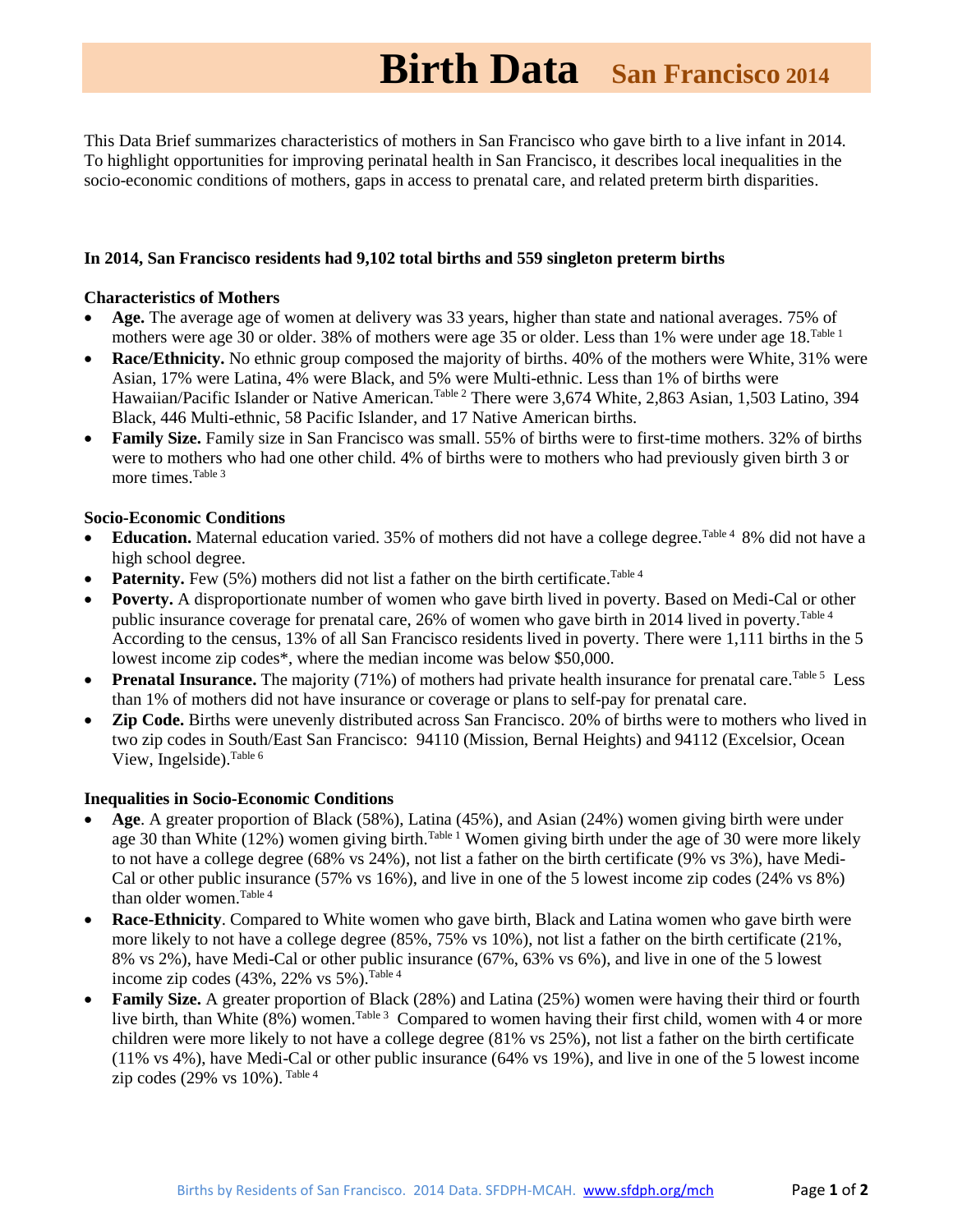# Birth Data San Francisco 2014

This Data Brief summarizes characteristics of mothers in San Francisco who gave birth to a live infant in 2014. To highlight opportunities for improving perinatal health in San Francisco, it describes local inequalities in the socio-economic conditions of mothers, gaps in access to prenatal care, and related preterm birth disparities.

**In 2014, San Francisco residents had 9,102 total births and 559 singleton preterm births**

**Characteristics of Mothers**

- **Age.** The average age of women at delivery was 33 years, higher than state and national averages. 75% of mothers were age 30 or older. 38% of mothers were age 35 or older. Less than 1% were under age 18.[Table 1]
- **Race/Ethnicity.** No ethnic group composed the majority of births. 40% of the mothers were White, 31% were Asian, 17% were Latina, 4% were Black, and 5% were Multi-ethnic. Less than 1% of births were Hawaiian/Pacific Islander or Native American.[Table 2] There were 3,674 White, 2,863 Asian, 1,503 Latino, 394 Black, 446 Multi-ethnic, 58 Pacific Islander, and 17 Native American births.
- **Family Size.** Family size in San Francisco was small. 55% of births were to first-time mothers. 32% of births were to mothers who had one other child. 4% of births were to mothers who had previously given birth 3 or more times.[Table 3]

**Socio-Economic Conditions**

- **Education.** Maternal education varied. 35% of mothers did not have a college degree.[Table 4] 8% did not have a high school degree.
- **Paternity.** Few (5%) mothers did not list a father on the birth certificate.[Table 4]
- **Poverty.** A disproportionate number of women who gave birth lived in poverty. Based on Medi-Cal or other public insurance coverage for prenatal care, 26% of women who gave birth in 2014 lived in poverty.[Table 4] According to the census, 13% of all San Francisco residents lived in poverty. There were 1,111 births in the 5 lowest income zip codes*, where the median income was below $50,000.
- **Prenatal Insurance.** The majority (71%) of mothers had private health insurance for prenatal care.[Table 5] Less than 1% of mothers did not have insurance or coverage or plans to self-pay for prenatal care.
- **Zip Code.** Births were unevenly distributed across San Francisco. 20% of births were to mothers who lived in two zip codes in South/East San Francisco: 94110 (Mission, Bernal Heights) and 94112 (Excelsior, Ocean View, Ingelside).[Table 6]

**Inequalities in Socio-Economic Conditions**

- **Age**. A greater proportion of Black (58%), Latina (45%), and Asian (24%) women giving birth were under age 30 than White (12%) women giving birth.[Table 1] Women giving birth under the age of 30 were more likely to not have a college degree (68% vs 24%), not list a father on the birth certificate (9% vs 3%), have Medi-Cal or other public insurance (57% vs 16%), and live in one of the 5 lowest income zip codes (24% vs 8%) than older women.[Table 4]
- **Race-Ethnicity**. Compared to White women who gave birth, Black and Latina women who gave birth were more likely to not have a college degree (85%, 75% vs 10%), not list a father on the birth certificate (21%, 8% vs 2%), have Medi-Cal or other public insurance (67%, 63% vs 6%), and live in one of the 5 lowest income zip codes (43%, 22% vs 5%).[Table 4]
- **Family Size.** A greater proportion of Black (28%) and Latina (25%) women were having their third or fourth live birth, than White (8%) women.[Table 3] Compared to women having their first child, women with 4 or more children were more likely to not have a college degree (81% vs 25%), not list a father on the birth certificate (11% vs 4%), have Medi-Cal or other public insurance (64% vs 19%), and live in one of the 5 lowest income zip codes (29% vs 10%).[Table 4]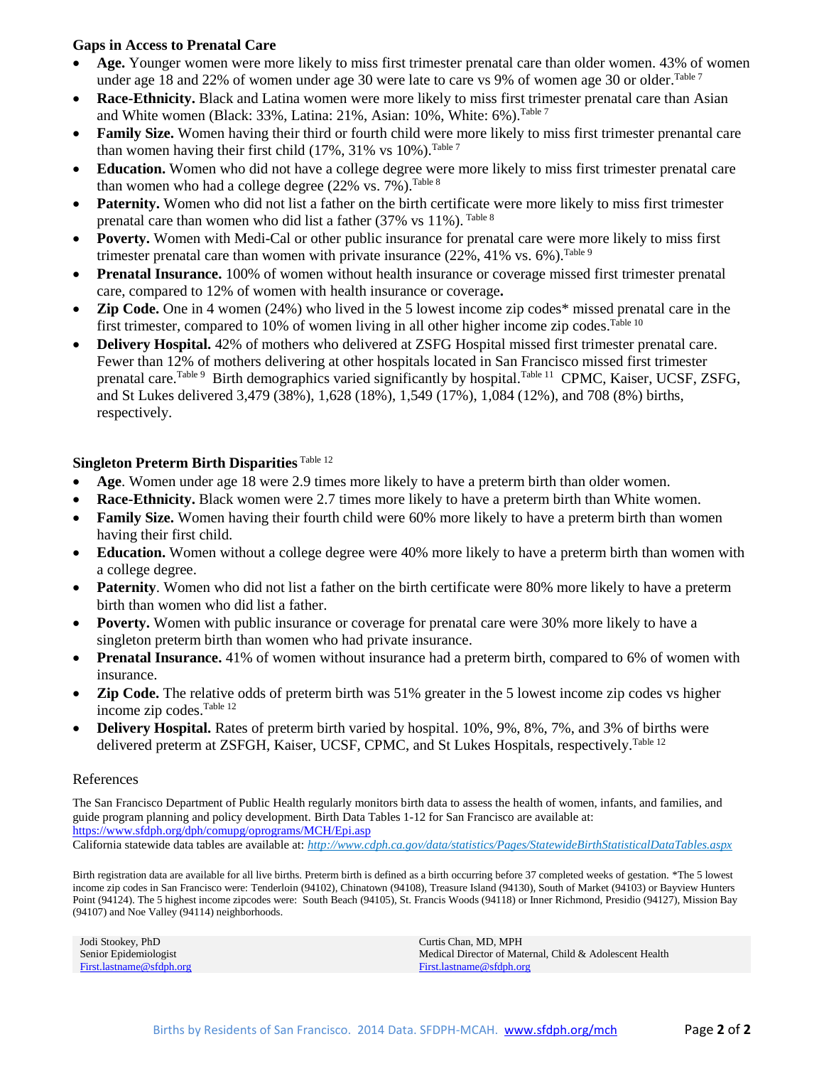### Gaps in Access to Prenatal Care

- **Age.** Younger women were more likely to miss first trimester prenatal care than older women. 43% of women under age 18 and 22% of women under age 30 were late to care vs 9% of women age 30 or older.[Table 7]
- **Race-Ethnicity.** Black and Latina women were more likely to miss first trimester prenatal care than Asian and White women (Black: 33%, Latina: 21%, Asian: 10%, White: 6%).[Table 7]
- **Family Size.** Women having their third or fourth child were more likely to miss first trimester prenantal care than women having their first child (17%, 31% vs 10%).[Table 7]
- **Education.** Women who did not have a college degree were more likely to miss first trimester prenatal care than women who had a college degree (22% vs. 7%).[Table 8]
- **Paternity.** Women who did not list a father on the birth certificate were more likely to miss first trimester prenatal care than women who did list a father (37% vs 11%). [Table 8]
- **Poverty.** Women with Medi-Cal or other public insurance for prenatal care were more likely to miss first trimester prenatal care than women with private insurance (22%, 41% vs. 6%).[Table 9]
- **Prenatal Insurance.** 100% of women without health insurance or coverage missed first trimester prenatal care, compared to 12% of women with health insurance or coverage**.**
- **Zip Code.** One in 4 women (24%) who lived in the 5 lowest income zip codes* missed prenatal care in the first trimester, compared to 10% of women living in all other higher income zip codes.[Table 10]
- **Delivery Hospital.** 42% of mothers who delivered at ZSFG Hospital missed first trimester prenatal care. Fewer than 12% of mothers delivering at other hospitals located in San Francisco missed first trimester prenatal care.[Table 9] Birth demographics varied significantly by hospital.[Table 11] CPMC, Kaiser, UCSF, ZSFG, and St Lukes delivered 3,479 (38%), 1,628 (18%), 1,549 (17%), 1,084 (12%), and 708 (8%) births, respectively.

### Singleton Preterm Birth Disparities [Table 12]

- **Age**. Women under age 18 were 2.9 times more likely to have a preterm birth than older women.
- **Race-Ethnicity.** Black women were 2.7 times more likely to have a preterm birth than White women.
- **Family Size.** Women having their fourth child were 60% more likely to have a preterm birth than women having their first child.
- **Education.** Women without a college degree were 40% more likely to have a preterm birth than women with a college degree.
- **Paternity**. Women who did not list a father on the birth certificate were 80% more likely to have a preterm birth than women who did list a father.
- **Poverty.** Women with public insurance or coverage for prenatal care were 30% more likely to have a singleton preterm birth than women who had private insurance.
- **Prenatal Insurance.** 41% of women without insurance had a preterm birth, compared to 6% of women with insurance.
- **Zip Code.** The relative odds of preterm birth was 51% greater in the 5 lowest income zip codes vs higher income zip codes.[Table 12]
- **Delivery Hospital.** Rates of preterm birth varied by hospital. 10%, 9%, 8%, 7%, and 3% of births were delivered preterm at ZSFGH, Kaiser, UCSF, CPMC, and St Lukes Hospitals, respectively.[Table 12]

## References

The San Francisco Department of Public Health regularly monitors birth data to assess the health of women, infants, and families, and guide program planning and policy development. Birth Data Tables 1-12 for San Francisco are available at: https://www.sfdph.org/dph/comupg/oprograms/MCH/Epi.asp

California statewide data tables are available at: *http://www.cdph.ca.gov/data/statistics/Pages/StatewideBirthStatisticalDataTables.aspx*

Birth registration data are available for all live births. Preterm birth is defined as a birth occurring before 37 completed weeks of gestation. *The 5 lowest income zip codes in San Francisco were: Tenderloin (94102), Chinatown (94108), Treasure Island (94130), South of Market (94103) or Bayview Hunters Point (94124). The 5 highest income zipcodes were: South Beach (94105), St. Francis Woods (94118) or Inner Richmond, Presidio (94127), Mission Bay (94107) and Noe Valley (94114) neighborhoods.

Jodi Stookey, PhD
Senior Epidemiologist
First.lastname@sfdph.org

Curtis Chan, MD, MPH
Medical Director of Maternal, Child & Adolescent Health
First.lastname@sfdph.org